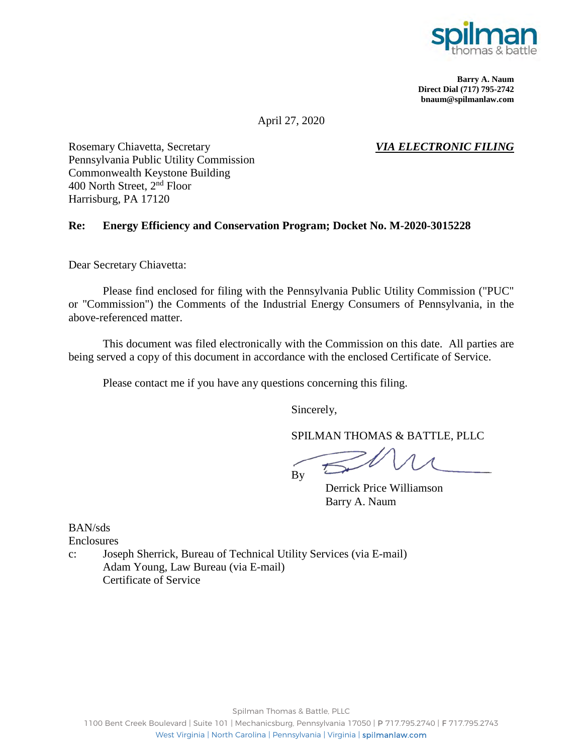**Barry A. Naum**
**Direct Dial (717) 795-2742**
**bnaum@spilmanlaw.com**

April 27, 2020

Rosemary Chiavetta, Secretary
Pennsylvania Public Utility Commission
Commonwealth Keystone Building
400 North Street, 2nd Floor
Harrisburg, PA 17120

***VIA ELECTRONIC FILING***

**Re: Energy Efficiency and Conservation Program; Docket No. M-2020-3015228**

Dear Secretary Chiavetta:

Please find enclosed for filing with the Pennsylvania Public Utility Commission ("PUC" or "Commission") the Comments of the Industrial Energy Consumers of Pennsylvania, in the above-referenced matter.

This document was filed electronically with the Commission on this date. All parties are being served a copy of this document in accordance with the enclosed Certificate of Service.

Please contact me if you have any questions concerning this filing.

Sincerely,

SPILMAN THOMAS & BATTLE, PLLC

By

Derrick Price Williamson
Barry A. Naum

BAN/sds
Enclosures
c: Joseph Sherrick, Bureau of Technical Utility Services (via E-mail)
Adam Young, Law Bureau (via E-mail)
Certificate of Service

Spilman Thomas & Battle, PLLC
1100 Bent Creek Boulevard | Suite 101 | Mechanicsburg, Pennsylvania 17050 | P 717.795.2740 | F 717.795.2743
West Virginia | North Carolina | Pennsylvania | Virginia | spilmanlaw.com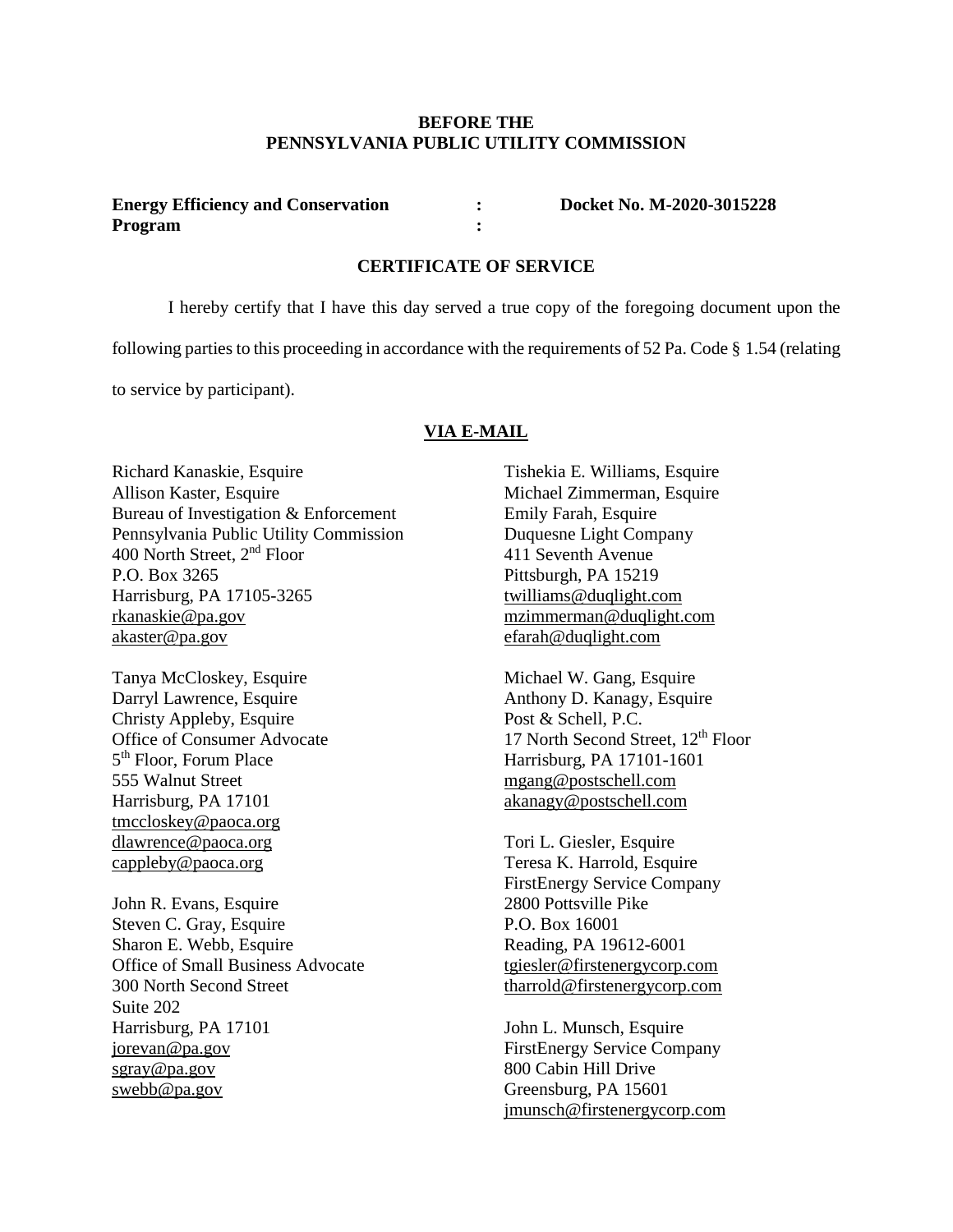**BEFORE THE**
**PENNSYLVANIA PUBLIC UTILITY COMMISSION**

| | | |
|---|---|---|
| **Energy Efficiency and Conservation Program** | **:** **:** | **Docket No. M-2020-3015228** |

**CERTIFICATE OF SERVICE**

I hereby certify that I have this day served a true copy of the foregoing document upon the following parties to this proceeding in accordance with the requirements of 52 Pa. Code § 1.54 (relating to service by participant).

**VIA E-MAIL**

Richard Kanaskie, Esquire
Allison Kaster, Esquire
Bureau of Investigation & Enforcement
Pennsylvania Public Utility Commission
400 North Street, 2nd Floor
P.O. Box 3265
Harrisburg, PA 17105-3265
rkanaskie@pa.gov
akaster@pa.gov

Tanya McCloskey, Esquire
Darryl Lawrence, Esquire
Christy Appleby, Esquire
Office of Consumer Advocate
5th Floor, Forum Place
555 Walnut Street
Harrisburg, PA 17101
tmccloskey@paoca.org
dlawrence@paoca.org
cappleby@paoca.org

John R. Evans, Esquire
Steven C. Gray, Esquire
Sharon E. Webb, Esquire
Office of Small Business Advocate
300 North Second Street
Suite 202
Harrisburg, PA 17101
jorevan@pa.gov
sgray@pa.gov
swebb@pa.gov

Tishekia E. Williams, Esquire
Michael Zimmerman, Esquire
Emily Farah, Esquire
Duquesne Light Company
411 Seventh Avenue
Pittsburgh, PA 15219
twilliams@duqlight.com
mzimmerman@duqlight.com
efarah@duqlight.com

Michael W. Gang, Esquire
Anthony D. Kanagy, Esquire
Post & Schell, P.C.
17 North Second Street, 12th Floor
Harrisburg, PA 17101-1601
mgang@postschell.com
akanagy@postschell.com

Tori L. Giesler, Esquire
Teresa K. Harrold, Esquire
FirstEnergy Service Company
2800 Pottsville Pike
P.O. Box 16001
Reading, PA 19612-6001
tgiesler@firstenergycorp.com
tharrold@firstenergycorp.com

John L. Munsch, Esquire
FirstEnergy Service Company
800 Cabin Hill Drive
Greensburg, PA 15601
jmunsch@firstenergycorp.com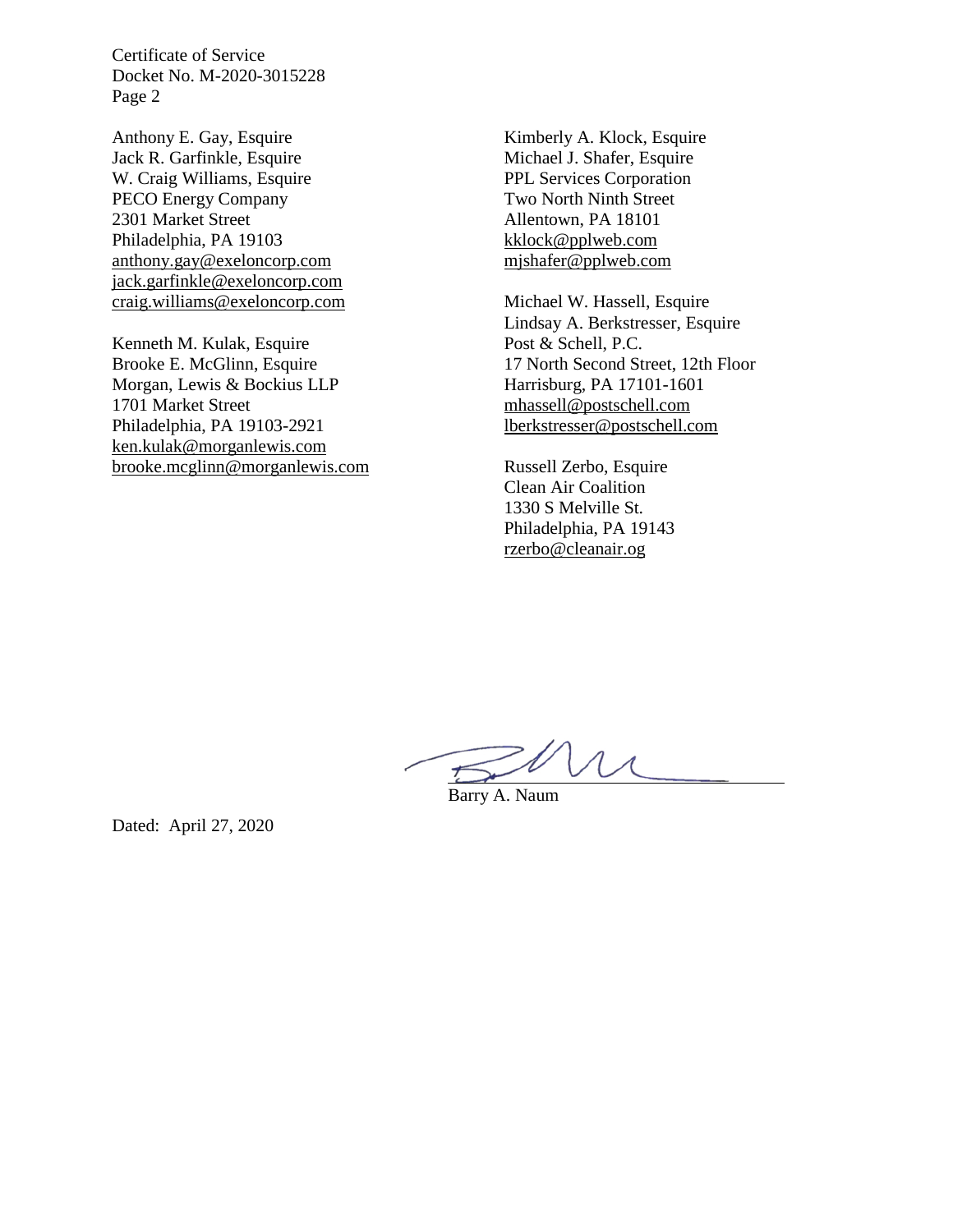Certificate of Service
Docket No. M-2020-3015228
Page 2

Anthony E. Gay, Esquire
Jack R. Garfinkle, Esquire
W. Craig Williams, Esquire
PECO Energy Company
2301 Market Street
Philadelphia, PA 19103
anthony.gay@exeloncorp.com
jack.garfinkle@exeloncorp.com
craig.williams@exeloncorp.com

Kenneth M. Kulak, Esquire
Brooke E. McGlinn, Esquire
Morgan, Lewis & Bockius LLP
1701 Market Street
Philadelphia, PA 19103-2921
ken.kulak@morganlewis.com
brooke.mcglinn@morganlewis.com

Kimberly A. Klock, Esquire
Michael J. Shafer, Esquire
PPL Services Corporation
Two North Ninth Street
Allentown, PA 18101
kklock@pplweb.com
mjshafer@pplweb.com

Michael W. Hassell, Esquire
Lindsay A. Berkstresser, Esquire
Post & Schell, P.C.
17 North Second Street, 12th Floor
Harrisburg, PA 17101-1601
mhassell@postschell.com
lberkstresser@postschell.com

Russell Zerbo, Esquire
Clean Air Coalition
1330 S Melville St.
Philadelphia, PA 19143
rzerbo@cleanair.og

Barry A. Naum

Dated: April 27, 2020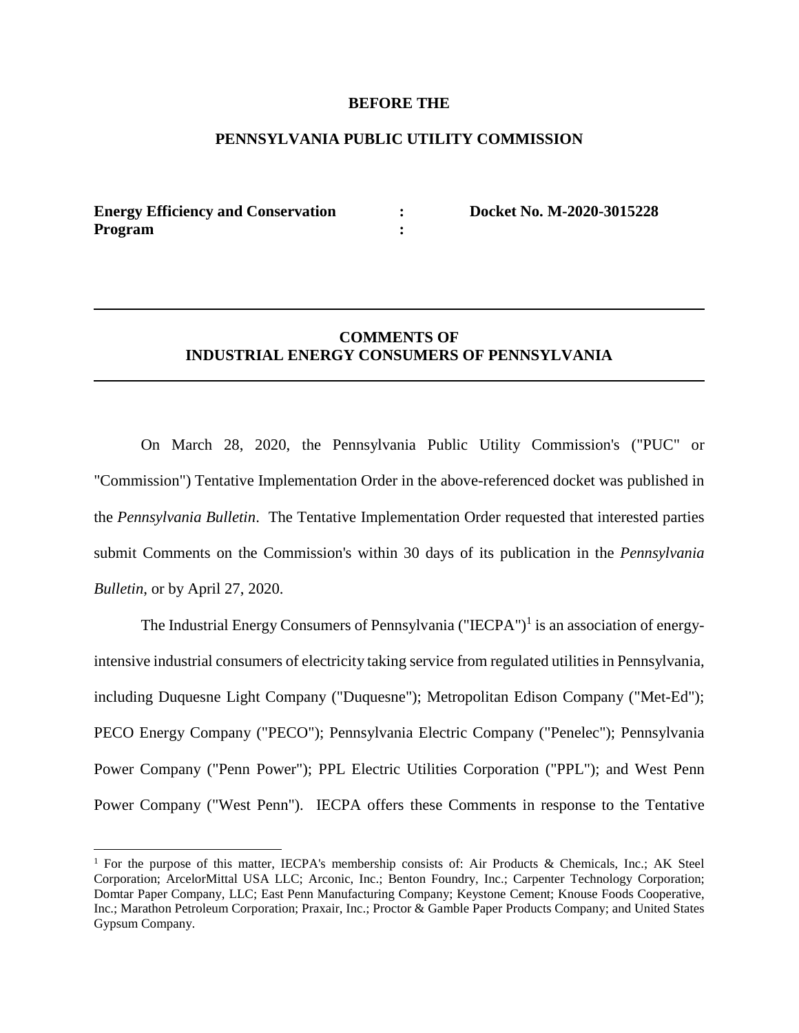**BEFORE THE**

**PENNSYLVANIA PUBLIC UTILITY COMMISSION**

| | | |
|---|---|---|
| **Energy Efficiency and Conservation Program** | **:** **:** | **Docket No. M-2020-3015228** |

---

## COMMENTS OF INDUSTRIAL ENERGY CONSUMERS OF PENNSYLVANIA

---

On March 28, 2020, the Pennsylvania Public Utility Commission's ("PUC" or "Commission") Tentative Implementation Order in the above-referenced docket was published in the *Pennsylvania Bulletin*. The Tentative Implementation Order requested that interested parties submit Comments on the Commission's within 30 days of its publication in the *Pennsylvania Bulletin*, or by April 27, 2020.

The Industrial Energy Consumers of Pennsylvania ("IECPA")[1] is an association of energy-intensive industrial consumers of electricity taking service from regulated utilities in Pennsylvania, including Duquesne Light Company ("Duquesne"); Metropolitan Edison Company ("Met-Ed"); PECO Energy Company ("PECO"); Pennsylvania Electric Company ("Penelec"); Pennsylvania Power Company ("Penn Power"); PPL Electric Utilities Corporation ("PPL"); and West Penn Power Company ("West Penn"). IECPA offers these Comments in response to the Tentative

[1] For the purpose of this matter, IECPA's membership consists of: Air Products & Chemicals, Inc.; AK Steel Corporation; ArcelorMittal USA LLC; Arconic, Inc.; Benton Foundry, Inc.; Carpenter Technology Corporation; Domtar Paper Company, LLC; East Penn Manufacturing Company; Keystone Cement; Knouse Foods Cooperative, Inc.; Marathon Petroleum Corporation; Praxair, Inc.; Proctor & Gamble Paper Products Company; and United States Gypsum Company.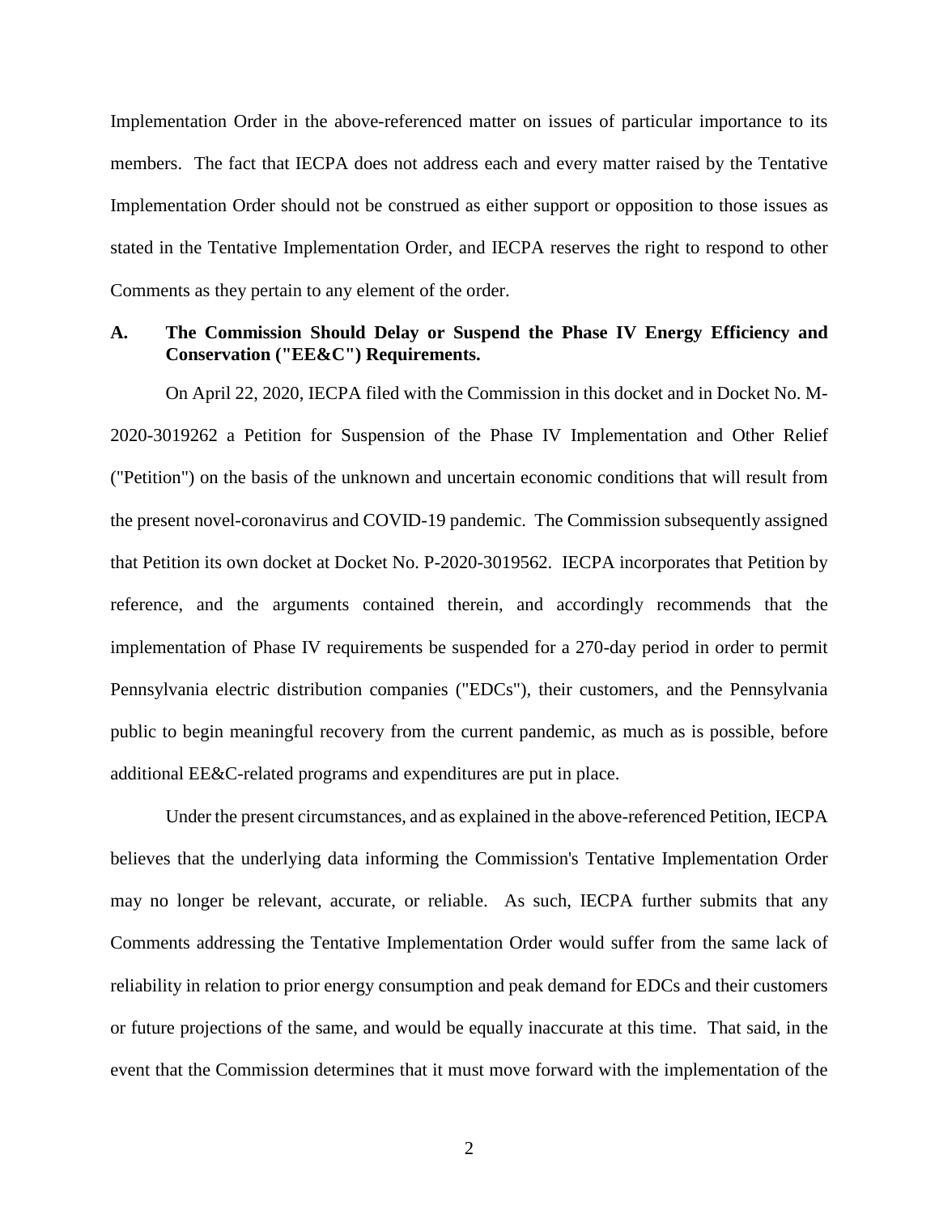Implementation Order in the above-referenced matter on issues of particular importance to its members. The fact that IECPA does not address each and every matter raised by the Tentative Implementation Order should not be construed as either support or opposition to those issues as stated in the Tentative Implementation Order, and IECPA reserves the right to respond to other Comments as they pertain to any element of the order.

### A. The Commission Should Delay or Suspend the Phase IV Energy Efficiency and Conservation ("EE&C") Requirements.

On April 22, 2020, IECPA filed with the Commission in this docket and in Docket No. M-2020-3019262 a Petition for Suspension of the Phase IV Implementation and Other Relief ("Petition") on the basis of the unknown and uncertain economic conditions that will result from the present novel-coronavirus and COVID-19 pandemic. The Commission subsequently assigned that Petition its own docket at Docket No. P-2020-3019562. IECPA incorporates that Petition by reference, and the arguments contained therein, and accordingly recommends that the implementation of Phase IV requirements be suspended for a 270-day period in order to permit Pennsylvania electric distribution companies ("EDCs"), their customers, and the Pennsylvania public to begin meaningful recovery from the current pandemic, as much as is possible, before additional EE&C-related programs and expenditures are put in place.

Under the present circumstances, and as explained in the above-referenced Petition, IECPA believes that the underlying data informing the Commission's Tentative Implementation Order may no longer be relevant, accurate, or reliable. As such, IECPA further submits that any Comments addressing the Tentative Implementation Order would suffer from the same lack of reliability in relation to prior energy consumption and peak demand for EDCs and their customers or future projections of the same, and would be equally inaccurate at this time. That said, in the event that the Commission determines that it must move forward with the implementation of the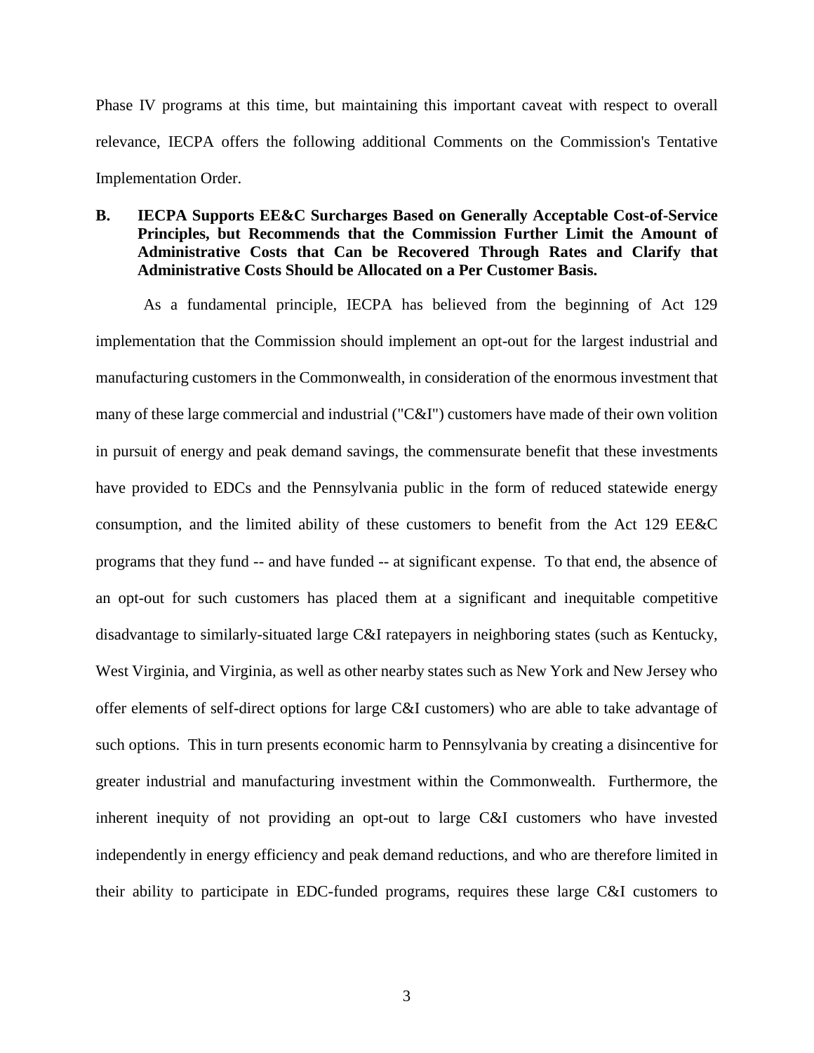Phase IV programs at this time, but maintaining this important caveat with respect to overall relevance, IECPA offers the following additional Comments on the Commission's Tentative Implementation Order.

**B. IECPA Supports EE&C Surcharges Based on Generally Acceptable Cost-of-Service Principles, but Recommends that the Commission Further Limit the Amount of Administrative Costs that Can be Recovered Through Rates and Clarify that Administrative Costs Should be Allocated on a Per Customer Basis.**

As a fundamental principle, IECPA has believed from the beginning of Act 129 implementation that the Commission should implement an opt-out for the largest industrial and manufacturing customers in the Commonwealth, in consideration of the enormous investment that many of these large commercial and industrial ("C&I") customers have made of their own volition in pursuit of energy and peak demand savings, the commensurate benefit that these investments have provided to EDCs and the Pennsylvania public in the form of reduced statewide energy consumption, and the limited ability of these customers to benefit from the Act 129 EE&C programs that they fund -- and have funded -- at significant expense. To that end, the absence of an opt-out for such customers has placed them at a significant and inequitable competitive disadvantage to similarly-situated large C&I ratepayers in neighboring states (such as Kentucky, West Virginia, and Virginia, as well as other nearby states such as New York and New Jersey who offer elements of self-direct options for large C&I customers) who are able to take advantage of such options. This in turn presents economic harm to Pennsylvania by creating a disincentive for greater industrial and manufacturing investment within the Commonwealth. Furthermore, the inherent inequity of not providing an opt-out to large C&I customers who have invested independently in energy efficiency and peak demand reductions, and who are therefore limited in their ability to participate in EDC-funded programs, requires these large C&I customers to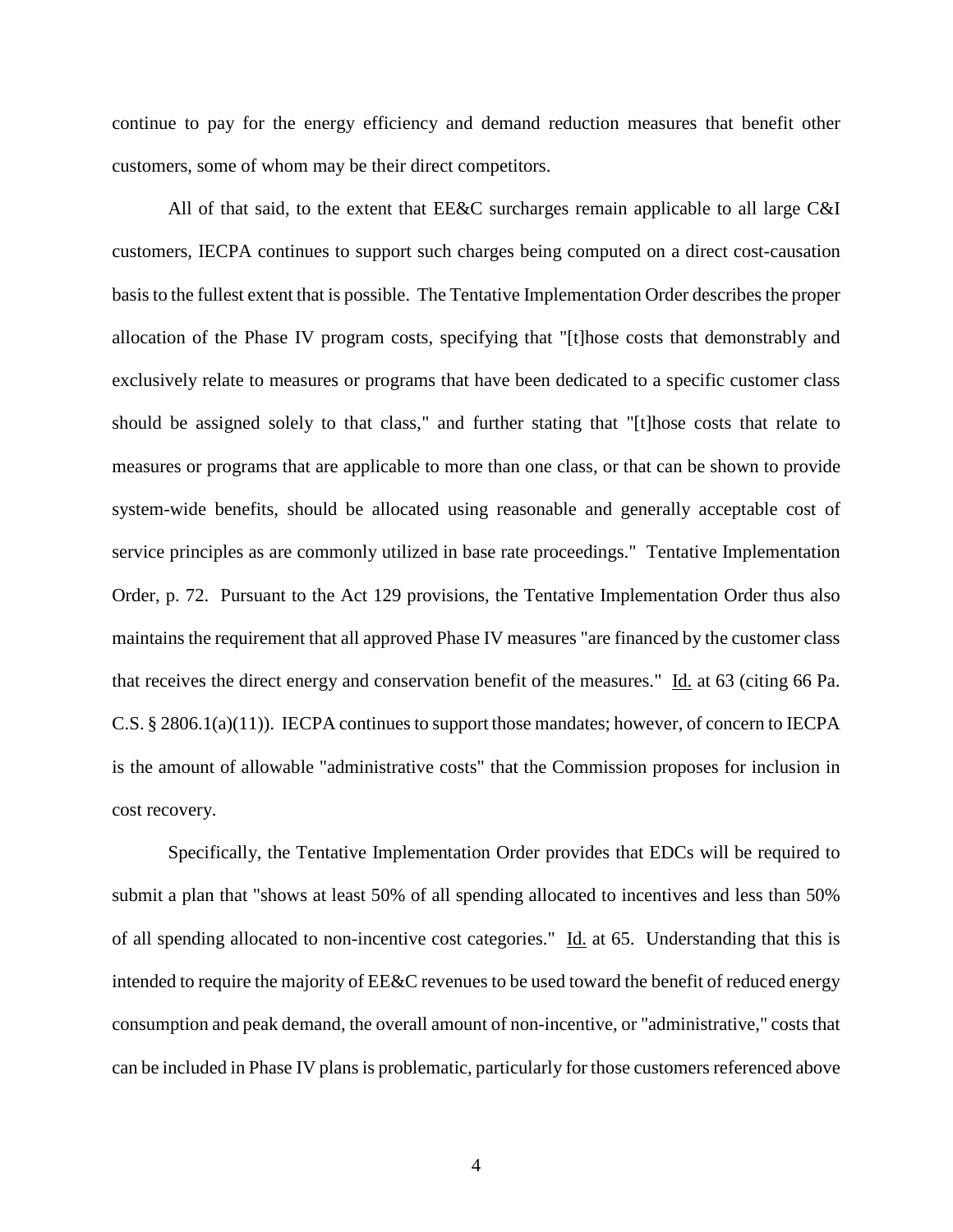continue to pay for the energy efficiency and demand reduction measures that benefit other customers, some of whom may be their direct competitors.

All of that said, to the extent that EE&C surcharges remain applicable to all large C&I customers, IECPA continues to support such charges being computed on a direct cost-causation basis to the fullest extent that is possible. The Tentative Implementation Order describes the proper allocation of the Phase IV program costs, specifying that "[t]hose costs that demonstrably and exclusively relate to measures or programs that have been dedicated to a specific customer class should be assigned solely to that class," and further stating that "[t]hose costs that relate to measures or programs that are applicable to more than one class, or that can be shown to provide system-wide benefits, should be allocated using reasonable and generally acceptable cost of service principles as are commonly utilized in base rate proceedings." Tentative Implementation Order, p. 72. Pursuant to the Act 129 provisions, the Tentative Implementation Order thus also maintains the requirement that all approved Phase IV measures "are financed by the customer class that receives the direct energy and conservation benefit of the measures." Id. at 63 (citing 66 Pa. C.S. § 2806.1(a)(11)). IECPA continues to support those mandates; however, of concern to IECPA is the amount of allowable "administrative costs" that the Commission proposes for inclusion in cost recovery.

Specifically, the Tentative Implementation Order provides that EDCs will be required to submit a plan that "shows at least 50% of all spending allocated to incentives and less than 50% of all spending allocated to non-incentive cost categories." Id. at 65. Understanding that this is intended to require the majority of EE&C revenues to be used toward the benefit of reduced energy consumption and peak demand, the overall amount of non-incentive, or "administrative," costs that can be included in Phase IV plans is problematic, particularly for those customers referenced above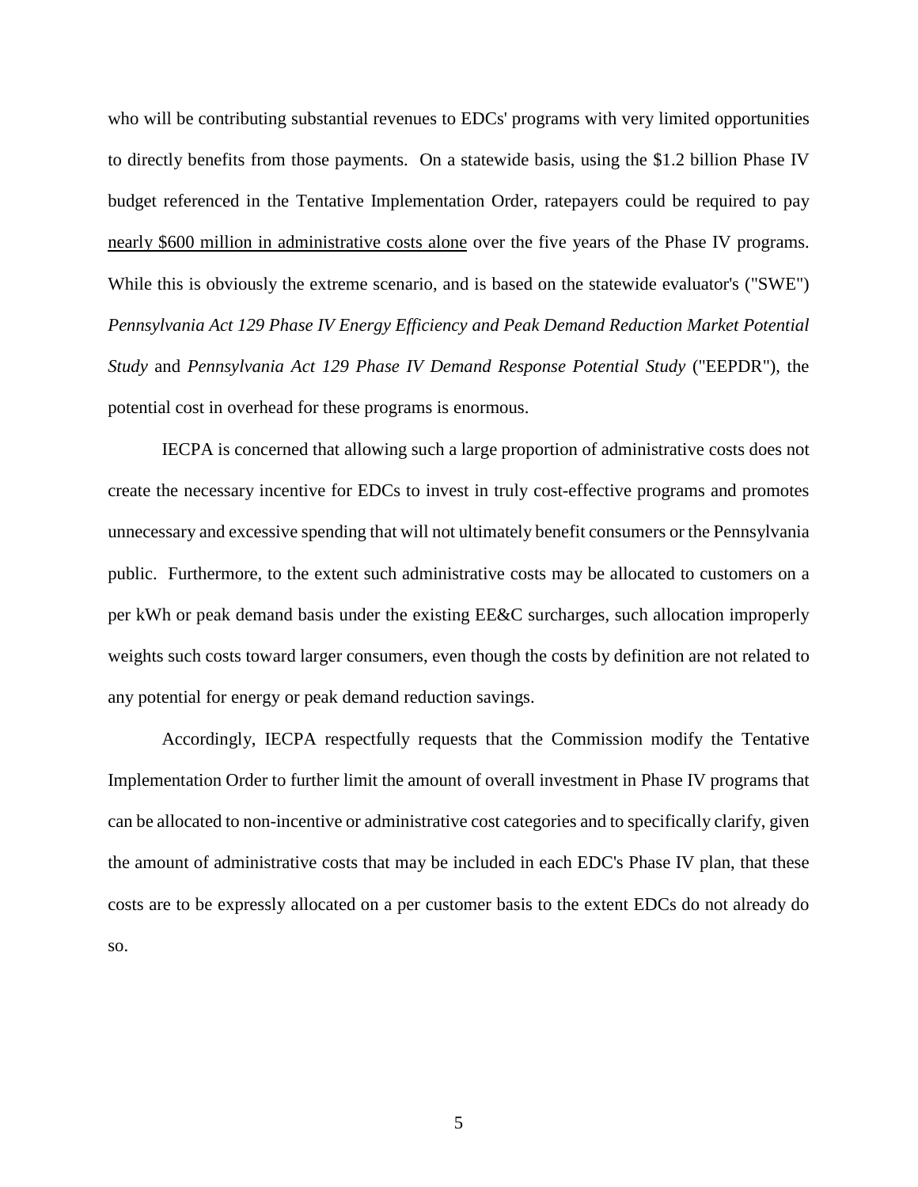who will be contributing substantial revenues to EDCs' programs with very limited opportunities to directly benefits from those payments. On a statewide basis, using the $1.2 billion Phase IV budget referenced in the Tentative Implementation Order, ratepayers could be required to pay <u>nearly $600 million in administrative costs alone</u> over the five years of the Phase IV programs. While this is obviously the extreme scenario, and is based on the statewide evaluator's ("SWE") *Pennsylvania Act 129 Phase IV Energy Efficiency and Peak Demand Reduction Market Potential Study* and *Pennsylvania Act 129 Phase IV Demand Response Potential Study* ("EEPDR"), the potential cost in overhead for these programs is enormous.

IECPA is concerned that allowing such a large proportion of administrative costs does not create the necessary incentive for EDCs to invest in truly cost-effective programs and promotes unnecessary and excessive spending that will not ultimately benefit consumers or the Pennsylvania public. Furthermore, to the extent such administrative costs may be allocated to customers on a per kWh or peak demand basis under the existing EE&C surcharges, such allocation improperly weights such costs toward larger consumers, even though the costs by definition are not related to any potential for energy or peak demand reduction savings.

Accordingly, IECPA respectfully requests that the Commission modify the Tentative Implementation Order to further limit the amount of overall investment in Phase IV programs that can be allocated to non-incentive or administrative cost categories and to specifically clarify, given the amount of administrative costs that may be included in each EDC's Phase IV plan, that these costs are to be expressly allocated on a per customer basis to the extent EDCs do not already do so.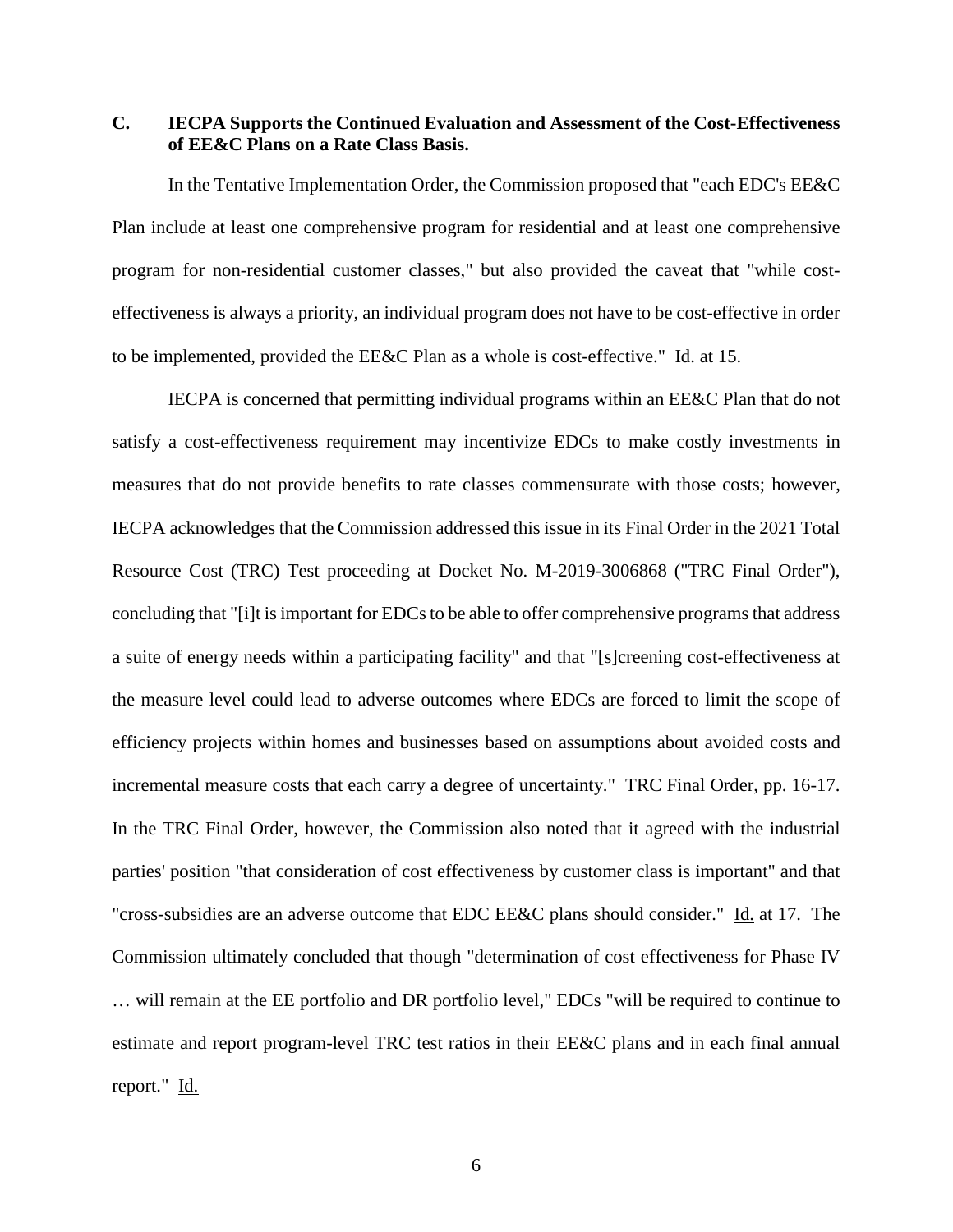### C. IECPA Supports the Continued Evaluation and Assessment of the Cost-Effectiveness of EE&C Plans on a Rate Class Basis.

In the Tentative Implementation Order, the Commission proposed that "each EDC's EE&C Plan include at least one comprehensive program for residential and at least one comprehensive program for non-residential customer classes," but also provided the caveat that "while cost-effectiveness is always a priority, an individual program does not have to be cost-effective in order to be implemented, provided the EE&C Plan as a whole is cost-effective." Id. at 15.

IECPA is concerned that permitting individual programs within an EE&C Plan that do not satisfy a cost-effectiveness requirement may incentivize EDCs to make costly investments in measures that do not provide benefits to rate classes commensurate with those costs; however, IECPA acknowledges that the Commission addressed this issue in its Final Order in the 2021 Total Resource Cost (TRC) Test proceeding at Docket No. M-2019-3006868 ("TRC Final Order"), concluding that "[i]t is important for EDCs to be able to offer comprehensive programs that address a suite of energy needs within a participating facility" and that "[s]creening cost-effectiveness at the measure level could lead to adverse outcomes where EDCs are forced to limit the scope of efficiency projects within homes and businesses based on assumptions about avoided costs and incremental measure costs that each carry a degree of uncertainty." TRC Final Order, pp. 16-17. In the TRC Final Order, however, the Commission also noted that it agreed with the industrial parties' position "that consideration of cost effectiveness by customer class is important" and that "cross-subsidies are an adverse outcome that EDC EE&C plans should consider." Id. at 17. The Commission ultimately concluded that though "determination of cost effectiveness for Phase IV … will remain at the EE portfolio and DR portfolio level," EDCs "will be required to continue to estimate and report program-level TRC test ratios in their EE&C plans and in each final annual report." Id.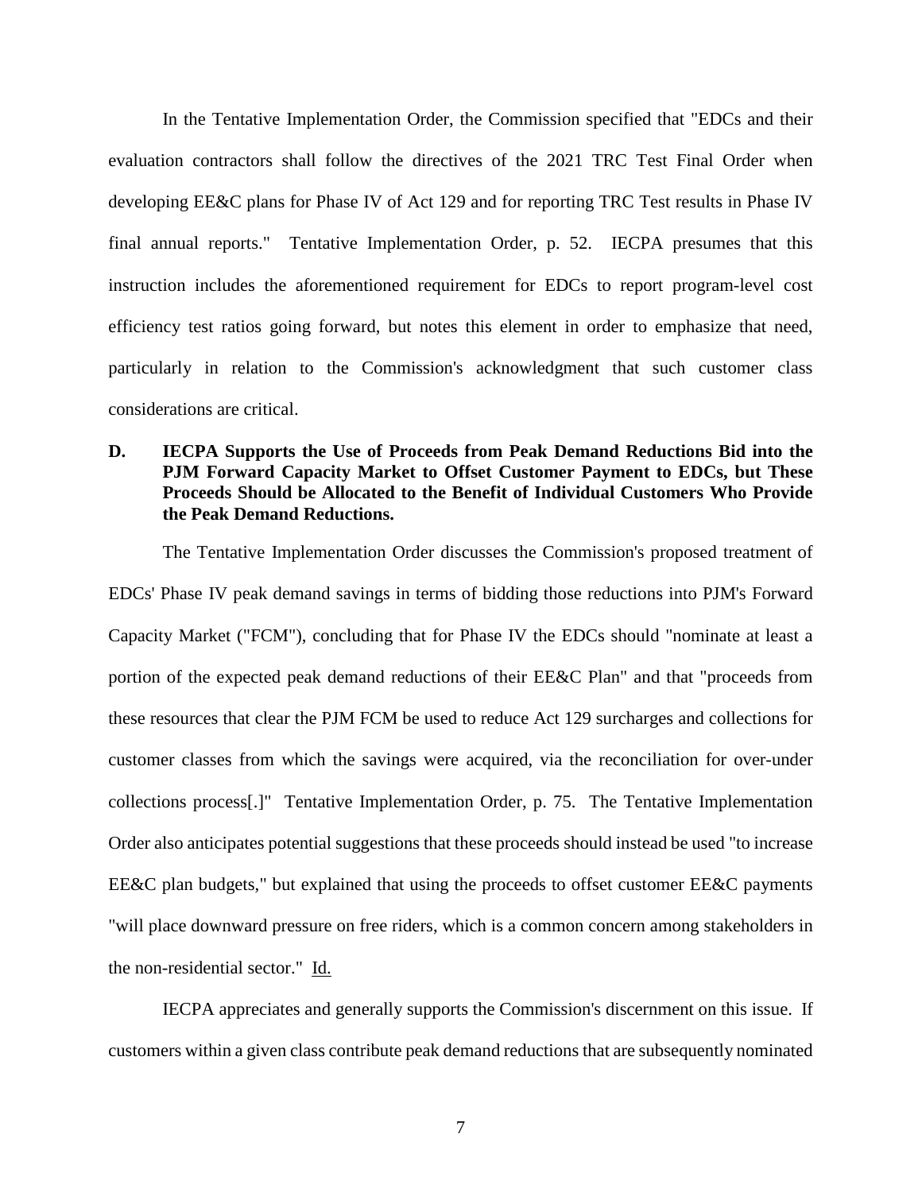In the Tentative Implementation Order, the Commission specified that "EDCs and their evaluation contractors shall follow the directives of the 2021 TRC Test Final Order when developing EE&C plans for Phase IV of Act 129 and for reporting TRC Test results in Phase IV final annual reports." Tentative Implementation Order, p. 52. IECPA presumes that this instruction includes the aforementioned requirement for EDCs to report program-level cost efficiency test ratios going forward, but notes this element in order to emphasize that need, particularly in relation to the Commission's acknowledgment that such customer class considerations are critical.

### D. IECPA Supports the Use of Proceeds from Peak Demand Reductions Bid into the PJM Forward Capacity Market to Offset Customer Payment to EDCs, but These Proceeds Should be Allocated to the Benefit of Individual Customers Who Provide the Peak Demand Reductions.

The Tentative Implementation Order discusses the Commission's proposed treatment of EDCs' Phase IV peak demand savings in terms of bidding those reductions into PJM's Forward Capacity Market ("FCM"), concluding that for Phase IV the EDCs should "nominate at least a portion of the expected peak demand reductions of their EE&C Plan" and that "proceeds from these resources that clear the PJM FCM be used to reduce Act 129 surcharges and collections for customer classes from which the savings were acquired, via the reconciliation for over-under collections process[.]" Tentative Implementation Order, p. 75. The Tentative Implementation Order also anticipates potential suggestions that these proceeds should instead be used "to increase EE&C plan budgets," but explained that using the proceeds to offset customer EE&C payments "will place downward pressure on free riders, which is a common concern among stakeholders in the non-residential sector." Id.

IECPA appreciates and generally supports the Commission's discernment on this issue. If customers within a given class contribute peak demand reductions that are subsequently nominated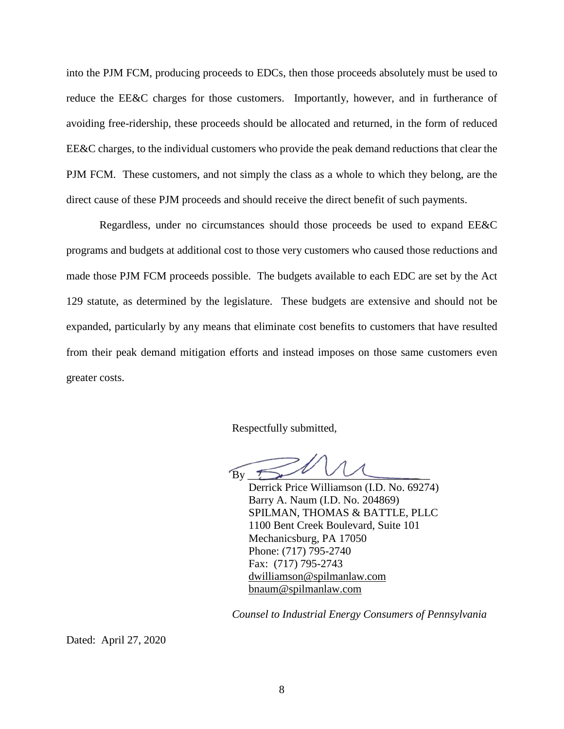into the PJM FCM, producing proceeds to EDCs, then those proceeds absolutely must be used to reduce the EE&C charges for those customers. Importantly, however, and in furtherance of avoiding free-ridership, these proceeds should be allocated and returned, in the form of reduced EE&C charges, to the individual customers who provide the peak demand reductions that clear the PJM FCM. These customers, and not simply the class as a whole to which they belong, are the direct cause of these PJM proceeds and should receive the direct benefit of such payments.

Regardless, under no circumstances should those proceeds be used to expand EE&C programs and budgets at additional cost to those very customers who caused those reductions and made those PJM FCM proceeds possible. The budgets available to each EDC are set by the Act 129 statute, as determined by the legislature. These budgets are extensive and should not be expanded, particularly by any means that eliminate cost benefits to customers that have resulted from their peak demand mitigation efforts and instead imposes on those same customers even greater costs.

Respectfully submitted,

By ______________________________

Derrick Price Williamson (I.D. No. 69274)
Barry A. Naum (I.D. No. 204869)
SPILMAN, THOMAS & BATTLE, PLLC
1100 Bent Creek Boulevard, Suite 101
Mechanicsburg, PA 17050
Phone: (717) 795-2740
Fax: (717) 795-2743
dwilliamson@spilmanlaw.com
bnaum@spilmanlaw.com

*Counsel to Industrial Energy Consumers of Pennsylvania*

Dated: April 27, 2020